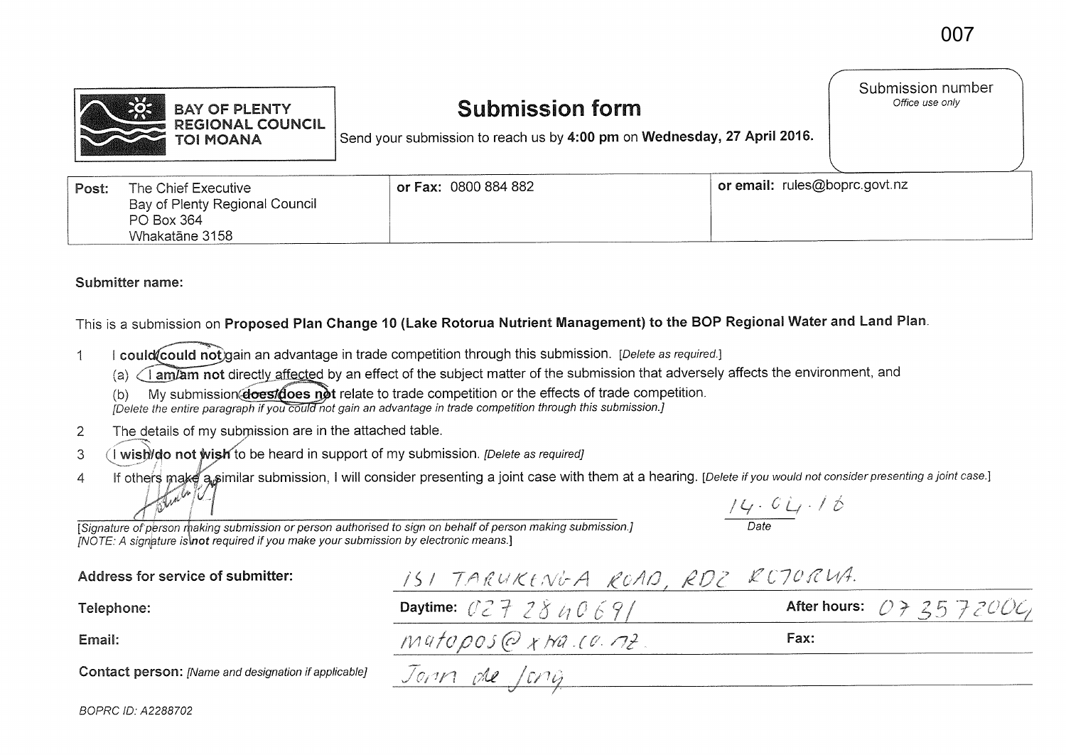007

**BAY OF PLENTY REGIONAL COUNCIL TOI MOANA**

# Submission form

Send your submission to reach us by **4:00 pm** on **Wednesday, 27 April 2016.**

| Submission number |
| --- |
| *Office use only* |

| **Post:** The Chief Executive Bay of Plenty Regional Council PO Box 364 Whakatāne 3158 | **or Fax:** 0800 884 882 | **or email:** rules@boprc.govt.nz |
| --- | --- | --- |

**Submitter name:**

This is a submission on **Proposed Plan Change 10 (Lake Rotorua Nutrient Management) to the BOP Regional Water and Land Plan**.

1. I **could/could not** gain an advantage in trade competition through this submission. *[Delete as required.]*
   (a) I **am/am not** directly affected by an effect of the subject matter of the submission that adversely affects the environment, and
   (b) My submission **does/does not** relate to trade competition or the effects of trade competition.
   *[Delete the entire paragraph if you could not gain an advantage in trade competition through this submission.]*
2. The details of my submission are in the attached table.
3. I **wish/do not wish** to be heard in support of my submission. *[Delete as required]*
4. If others make a similar submission, I will consider presenting a joint case with them at a hearing. *[Delete if you would not consider presenting a joint case.]*

[Signature]

*[Signature of person making submission or person authorised to sign on behalf of person making submission.]*
*[NOTE: A signature is **not** required if you make your submission by electronic means.]*

Date: 14.04.16

| | | | |
| --- | --- | --- | --- |
| **Address for service of submitter:** | 151 TARUKENGA ROAD, RD2 ROTORUA. | | |
| **Telephone:** | **Daytime:** 027 2840691 | **After hours:** | 07 3572004 |
| **Email:** | matopos@xtra.co.nz. | **Fax:** | |
| **Contact person:** *[Name and designation if applicable]* | John de Jong | | |

BOPRC ID: A2288702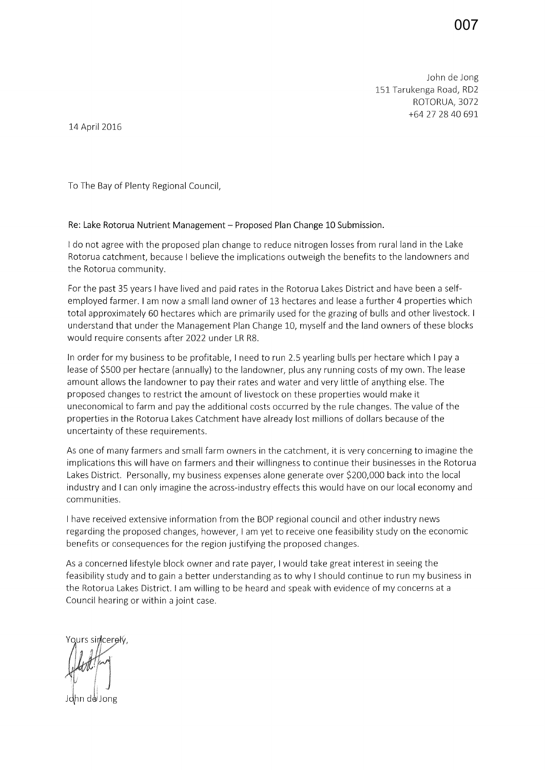007

John de Jong
151 Tarukenga Road, RD2
ROTORUA, 3072
+64 27 28 40 691

14 April 2016

To The Bay of Plenty Regional Council,

Re: Lake Rotorua Nutrient Management – Proposed Plan Change 10 Submission.

I do not agree with the proposed plan change to reduce nitrogen losses from rural land in the Lake Rotorua catchment, because I believe the implications outweigh the benefits to the landowners and the Rotorua community.

For the past 35 years I have lived and paid rates in the Rotorua Lakes District and have been a self-employed farmer. I am now a small land owner of 13 hectares and lease a further 4 properties which total approximately 60 hectares which are primarily used for the grazing of bulls and other livestock. I understand that under the Management Plan Change 10, myself and the land owners of these blocks would require consents after 2022 under LR R8.

In order for my business to be profitable, I need to run 2.5 yearling bulls per hectare which I pay a lease of $500 per hectare (annually) to the landowner, plus any running costs of my own. The lease amount allows the landowner to pay their rates and water and very little of anything else. The proposed changes to restrict the amount of livestock on these properties would make it uneconomical to farm and pay the additional costs occurred by the rule changes. The value of the properties in the Rotorua Lakes Catchment have already lost millions of dollars because of the uncertainty of these requirements.

As one of many farmers and small farm owners in the catchment, it is very concerning to imagine the implications this will have on farmers and their willingness to continue their businesses in the Rotorua Lakes District. Personally, my business expenses alone generate over $200,000 back into the local industry and I can only imagine the across-industry effects this would have on our local economy and communities.

I have received extensive information from the BOP regional council and other industry news regarding the proposed changes, however, I am yet to receive one feasibility study on the economic benefits or consequences for the region justifying the proposed changes.

As a concerned lifestyle block owner and rate payer, I would take great interest in seeing the feasibility study and to gain a better understanding as to why I should continue to run my business in the Rotorua Lakes District. I am willing to be heard and speak with evidence of my concerns at a Council hearing or within a joint case.

Yours sincerely,

John de Jong